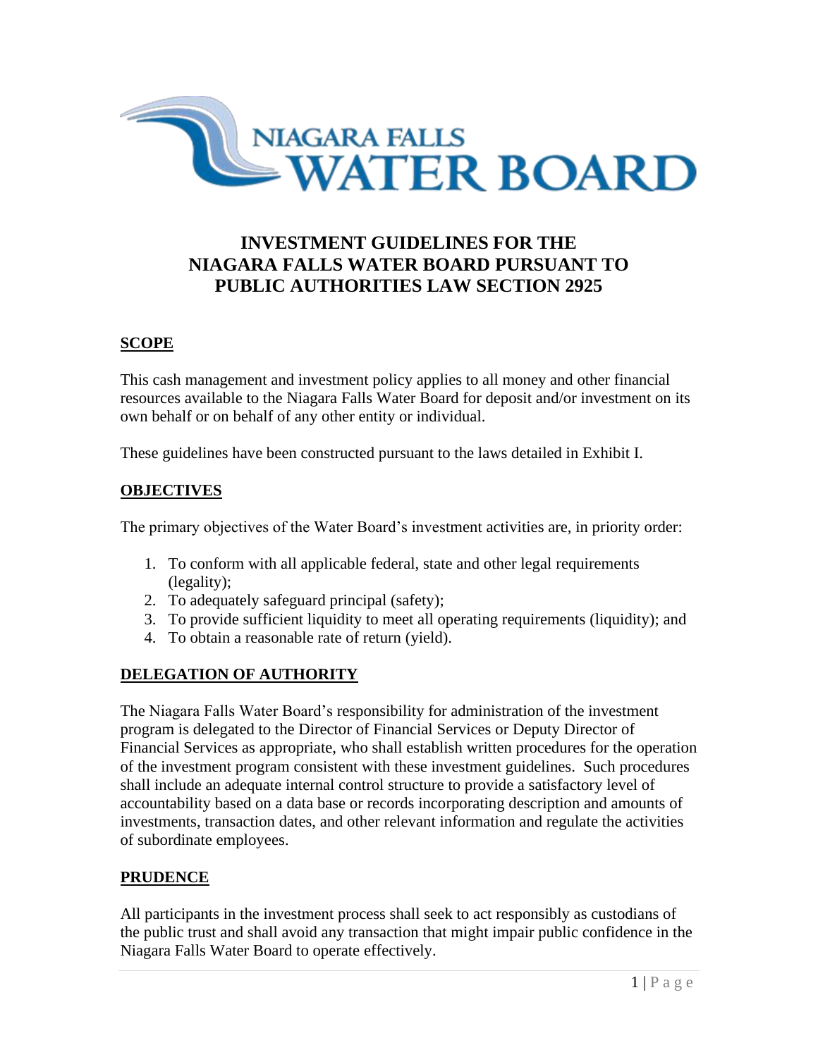# INVESTMENT GUIDELINES FOR THE NIAGARA FALLS WATER BOARD PURSUANT TO PUBLIC AUTHORITIES LAW SECTION 2925

## SCOPE

This cash management and investment policy applies to all money and other financial resources available to the Niagara Falls Water Board for deposit and/or investment on its own behalf or on behalf of any other entity or individual.

These guidelines have been constructed pursuant to the laws detailed in Exhibit I.

## OBJECTIVES

The primary objectives of the Water Board's investment activities are, in priority order:

1. To conform with all applicable federal, state and other legal requirements (legality);
2. To adequately safeguard principal (safety);
3. To provide sufficient liquidity to meet all operating requirements (liquidity); and
4. To obtain a reasonable rate of return (yield).

## DELEGATION OF AUTHORITY

The Niagara Falls Water Board's responsibility for administration of the investment program is delegated to the Director of Financial Services or Deputy Director of Financial Services as appropriate, who shall establish written procedures for the operation of the investment program consistent with these investment guidelines. Such procedures shall include an adequate internal control structure to provide a satisfactory level of accountability based on a data base or records incorporating description and amounts of investments, transaction dates, and other relevant information and regulate the activities of subordinate employees.

## PRUDENCE

All participants in the investment process shall seek to act responsibly as custodians of the public trust and shall avoid any transaction that might impair public confidence in the Niagara Falls Water Board to operate effectively.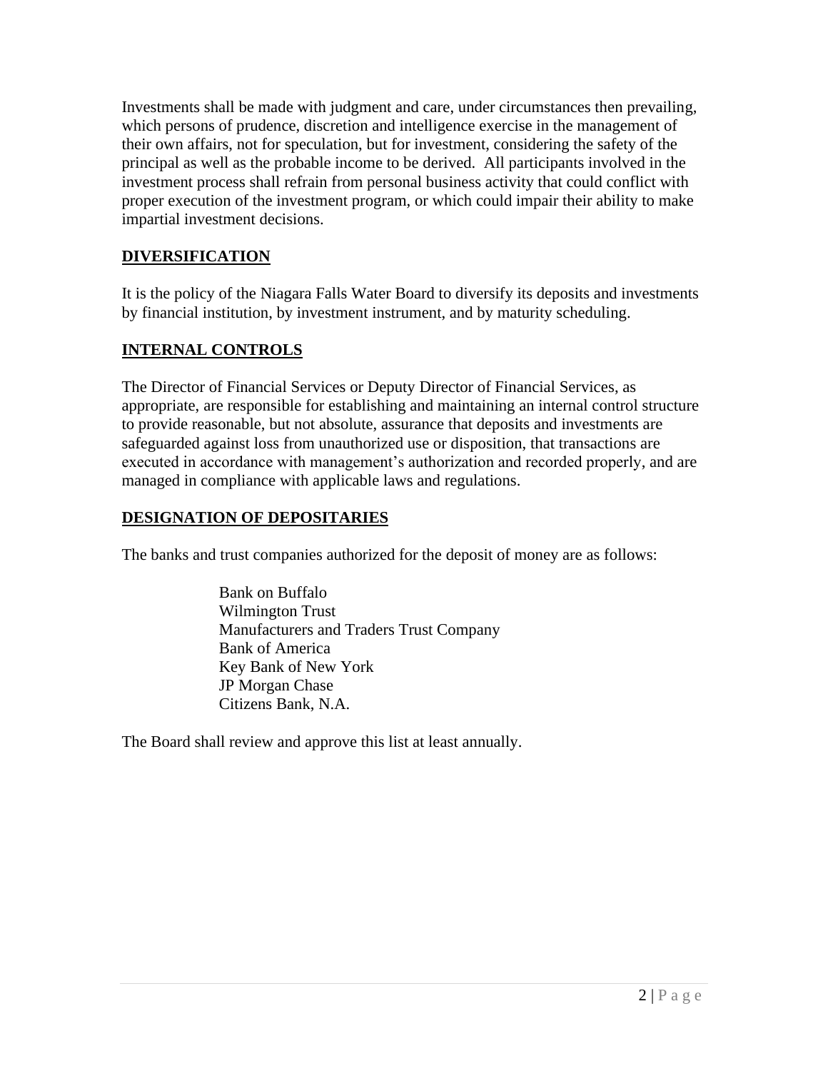Investments shall be made with judgment and care, under circumstances then prevailing, which persons of prudence, discretion and intelligence exercise in the management of their own affairs, not for speculation, but for investment, considering the safety of the principal as well as the probable income to be derived. All participants involved in the investment process shall refrain from personal business activity that could conflict with proper execution of the investment program, or which could impair their ability to make impartial investment decisions.

## DIVERSIFICATION

It is the policy of the Niagara Falls Water Board to diversify its deposits and investments by financial institution, by investment instrument, and by maturity scheduling.

## INTERNAL CONTROLS

The Director of Financial Services or Deputy Director of Financial Services, as appropriate, are responsible for establishing and maintaining an internal control structure to provide reasonable, but not absolute, assurance that deposits and investments are safeguarded against loss from unauthorized use or disposition, that transactions are executed in accordance with management's authorization and recorded properly, and are managed in compliance with applicable laws and regulations.

## DESIGNATION OF DEPOSITARIES

The banks and trust companies authorized for the deposit of money are as follows:

- Bank on Buffalo
- Wilmington Trust
- Manufacturers and Traders Trust Company
- Bank of America
- Key Bank of New York
- JP Morgan Chase
- Citizens Bank, N.A.

The Board shall review and approve this list at least annually.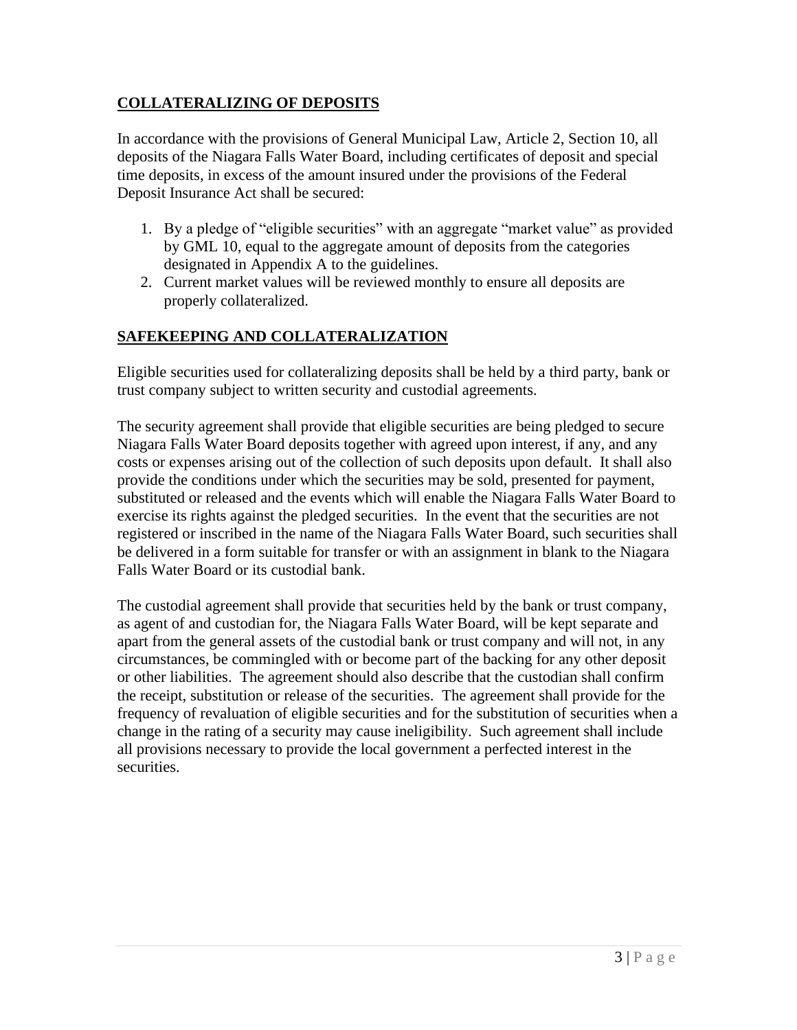## **COLLATERALIZING OF DEPOSITS**

In accordance with the provisions of General Municipal Law, Article 2, Section 10, all deposits of the Niagara Falls Water Board, including certificates of deposit and special time deposits, in excess of the amount insured under the provisions of the Federal Deposit Insurance Act shall be secured:

1. By a pledge of "eligible securities" with an aggregate "market value" as provided by GML 10, equal to the aggregate amount of deposits from the categories designated in Appendix A to the guidelines.
2. Current market values will be reviewed monthly to ensure all deposits are properly collateralized.

## **SAFEKEEPING AND COLLATERALIZATION**

Eligible securities used for collateralizing deposits shall be held by a third party, bank or trust company subject to written security and custodial agreements.

The security agreement shall provide that eligible securities are being pledged to secure Niagara Falls Water Board deposits together with agreed upon interest, if any, and any costs or expenses arising out of the collection of such deposits upon default. It shall also provide the conditions under which the securities may be sold, presented for payment, substituted or released and the events which will enable the Niagara Falls Water Board to exercise its rights against the pledged securities. In the event that the securities are not registered or inscribed in the name of the Niagara Falls Water Board, such securities shall be delivered in a form suitable for transfer or with an assignment in blank to the Niagara Falls Water Board or its custodial bank.

The custodial agreement shall provide that securities held by the bank or trust company, as agent of and custodian for, the Niagara Falls Water Board, will be kept separate and apart from the general assets of the custodial bank or trust company and will not, in any circumstances, be commingled with or become part of the backing for any other deposit or other liabilities. The agreement should also describe that the custodian shall confirm the receipt, substitution or release of the securities. The agreement shall provide for the frequency of revaluation of eligible securities and for the substitution of securities when a change in the rating of a security may cause ineligibility. Such agreement shall include all provisions necessary to provide the local government a perfected interest in the securities.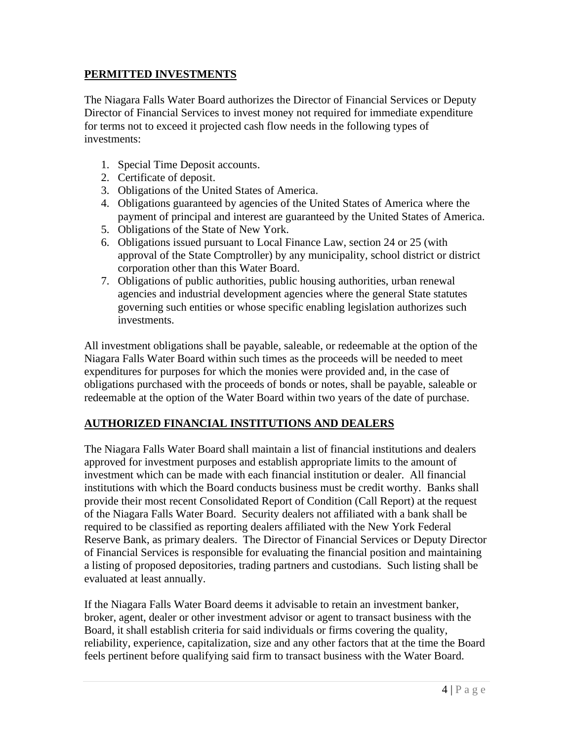## PERMITTED INVESTMENTS

The Niagara Falls Water Board authorizes the Director of Financial Services or Deputy Director of Financial Services to invest money not required for immediate expenditure for terms not to exceed it projected cash flow needs in the following types of investments:

1. Special Time Deposit accounts.
2. Certificate of deposit.
3. Obligations of the United States of America.
4. Obligations guaranteed by agencies of the United States of America where the payment of principal and interest are guaranteed by the United States of America.
5. Obligations of the State of New York.
6. Obligations issued pursuant to Local Finance Law, section 24 or 25 (with approval of the State Comptroller) by any municipality, school district or district corporation other than this Water Board.
7. Obligations of public authorities, public housing authorities, urban renewal agencies and industrial development agencies where the general State statutes governing such entities or whose specific enabling legislation authorizes such investments.

All investment obligations shall be payable, saleable, or redeemable at the option of the Niagara Falls Water Board within such times as the proceeds will be needed to meet expenditures for purposes for which the monies were provided and, in the case of obligations purchased with the proceeds of bonds or notes, shall be payable, saleable or redeemable at the option of the Water Board within two years of the date of purchase.

## AUTHORIZED FINANCIAL INSTITUTIONS AND DEALERS

The Niagara Falls Water Board shall maintain a list of financial institutions and dealers approved for investment purposes and establish appropriate limits to the amount of investment which can be made with each financial institution or dealer. All financial institutions with which the Board conducts business must be credit worthy. Banks shall provide their most recent Consolidated Report of Condition (Call Report) at the request of the Niagara Falls Water Board. Security dealers not affiliated with a bank shall be required to be classified as reporting dealers affiliated with the New York Federal Reserve Bank, as primary dealers. The Director of Financial Services or Deputy Director of Financial Services is responsible for evaluating the financial position and maintaining a listing of proposed depositories, trading partners and custodians. Such listing shall be evaluated at least annually.

If the Niagara Falls Water Board deems it advisable to retain an investment banker, broker, agent, dealer or other investment advisor or agent to transact business with the Board, it shall establish criteria for said individuals or firms covering the quality, reliability, experience, capitalization, size and any other factors that at the time the Board feels pertinent before qualifying said firm to transact business with the Water Board.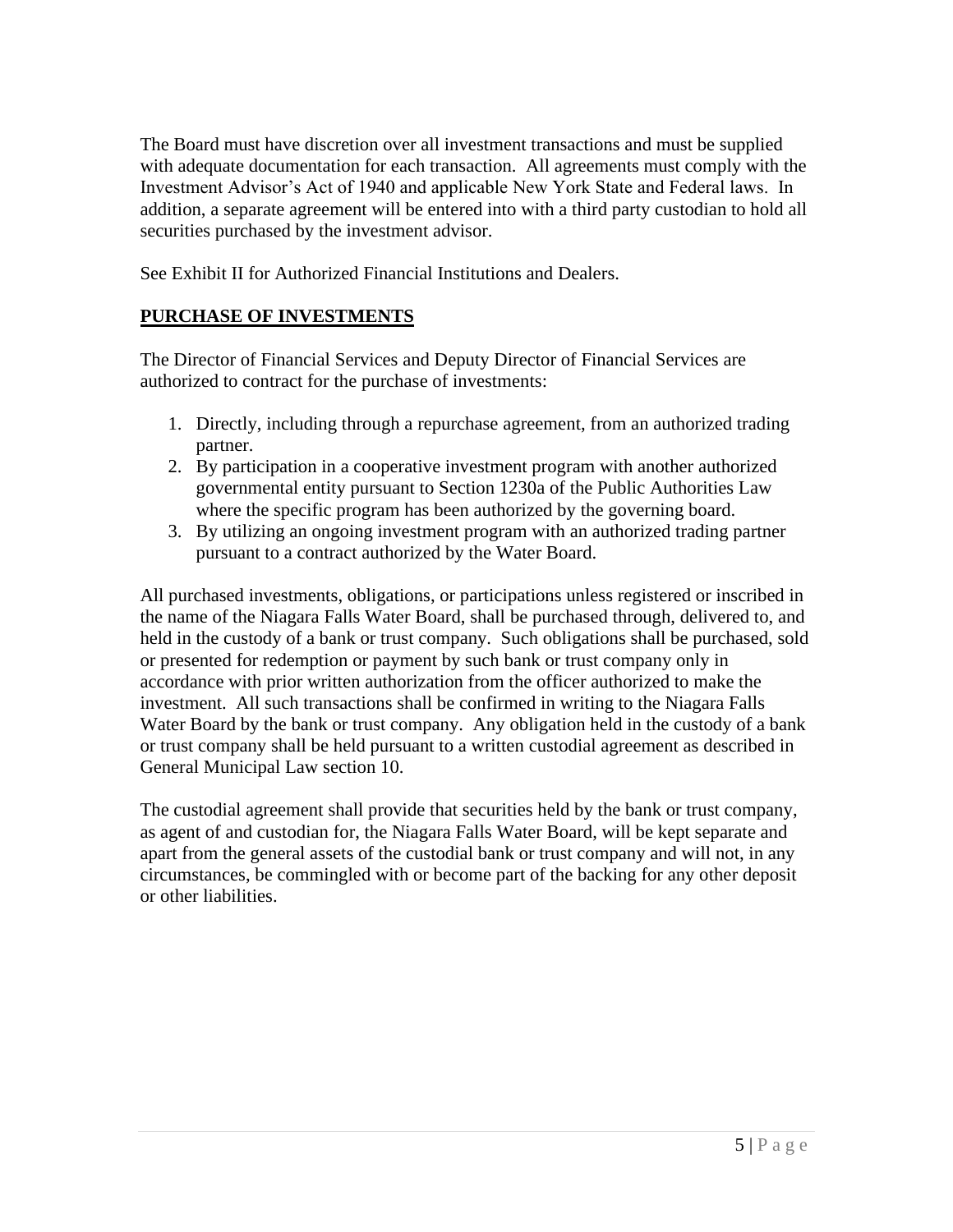The Board must have discretion over all investment transactions and must be supplied with adequate documentation for each transaction. All agreements must comply with the Investment Advisor's Act of 1940 and applicable New York State and Federal laws. In addition, a separate agreement will be entered into with a third party custodian to hold all securities purchased by the investment advisor.

See Exhibit II for Authorized Financial Institutions and Dealers.

## PURCHASE OF INVESTMENTS

The Director of Financial Services and Deputy Director of Financial Services are authorized to contract for the purchase of investments:

1. Directly, including through a repurchase agreement, from an authorized trading partner.
2. By participation in a cooperative investment program with another authorized governmental entity pursuant to Section 1230a of the Public Authorities Law where the specific program has been authorized by the governing board.
3. By utilizing an ongoing investment program with an authorized trading partner pursuant to a contract authorized by the Water Board.

All purchased investments, obligations, or participations unless registered or inscribed in the name of the Niagara Falls Water Board, shall be purchased through, delivered to, and held in the custody of a bank or trust company. Such obligations shall be purchased, sold or presented for redemption or payment by such bank or trust company only in accordance with prior written authorization from the officer authorized to make the investment. All such transactions shall be confirmed in writing to the Niagara Falls Water Board by the bank or trust company. Any obligation held in the custody of a bank or trust company shall be held pursuant to a written custodial agreement as described in General Municipal Law section 10.

The custodial agreement shall provide that securities held by the bank or trust company, as agent of and custodian for, the Niagara Falls Water Board, will be kept separate and apart from the general assets of the custodial bank or trust company and will not, in any circumstances, be commingled with or become part of the backing for any other deposit or other liabilities.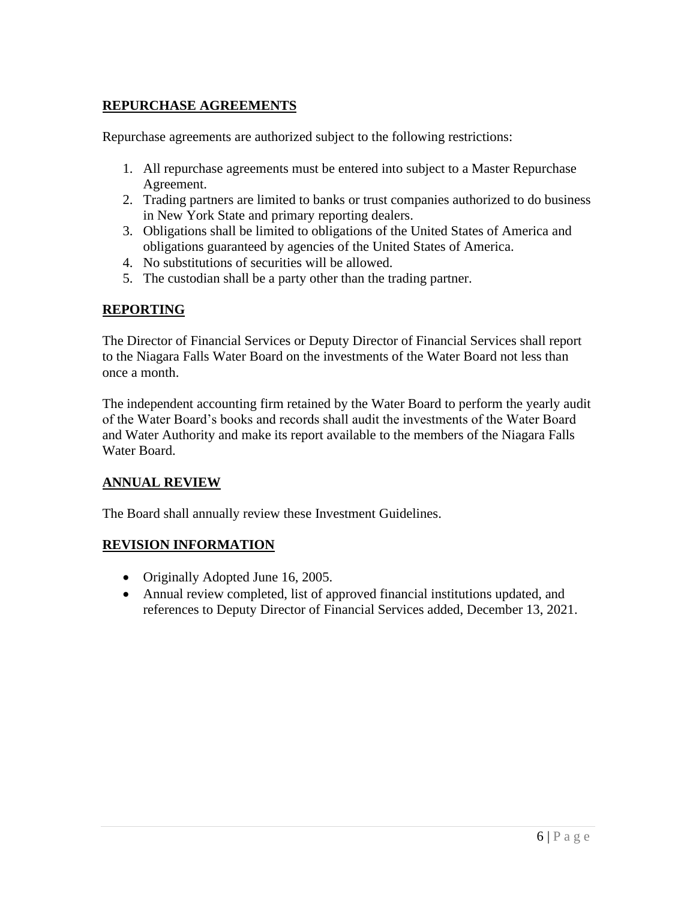## REPURCHASE AGREEMENTS

Repurchase agreements are authorized subject to the following restrictions:

1. All repurchase agreements must be entered into subject to a Master Repurchase Agreement.
2. Trading partners are limited to banks or trust companies authorized to do business in New York State and primary reporting dealers.
3. Obligations shall be limited to obligations of the United States of America and obligations guaranteed by agencies of the United States of America.
4. No substitutions of securities will be allowed.
5. The custodian shall be a party other than the trading partner.

## REPORTING

The Director of Financial Services or Deputy Director of Financial Services shall report to the Niagara Falls Water Board on the investments of the Water Board not less than once a month.

The independent accounting firm retained by the Water Board to perform the yearly audit of the Water Board's books and records shall audit the investments of the Water Board and Water Authority and make its report available to the members of the Niagara Falls Water Board.

## ANNUAL REVIEW

The Board shall annually review these Investment Guidelines.

## REVISION INFORMATION

- Originally Adopted June 16, 2005.
- Annual review completed, list of approved financial institutions updated, and references to Deputy Director of Financial Services added, December 13, 2021.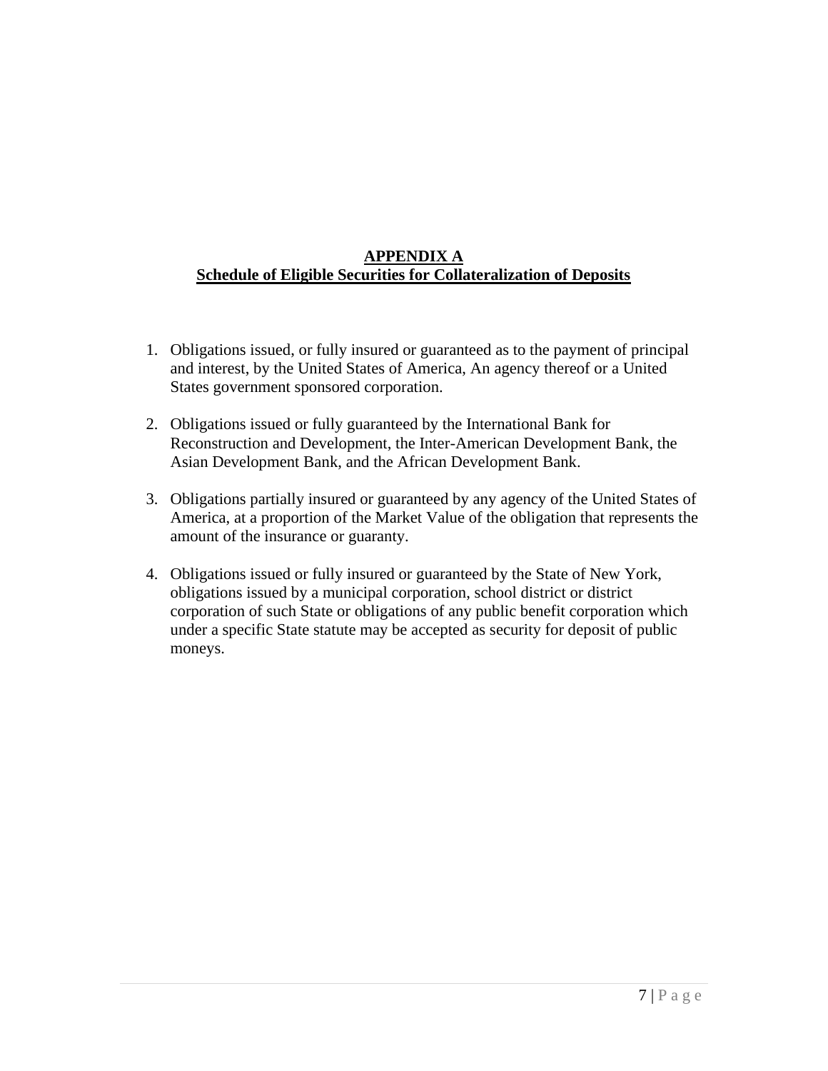# APPENDIX A

## Schedule of Eligible Securities for Collateralization of Deposits

1. Obligations issued, or fully insured or guaranteed as to the payment of principal and interest, by the United States of America, An agency thereof or a United States government sponsored corporation.

2. Obligations issued or fully guaranteed by the International Bank for Reconstruction and Development, the Inter-American Development Bank, the Asian Development Bank, and the African Development Bank.

3. Obligations partially insured or guaranteed by any agency of the United States of America, at a proportion of the Market Value of the obligation that represents the amount of the insurance or guaranty.

4. Obligations issued or fully insured or guaranteed by the State of New York, obligations issued by a municipal corporation, school district or district corporation of such State or obligations of any public benefit corporation which under a specific State statute may be accepted as security for deposit of public moneys.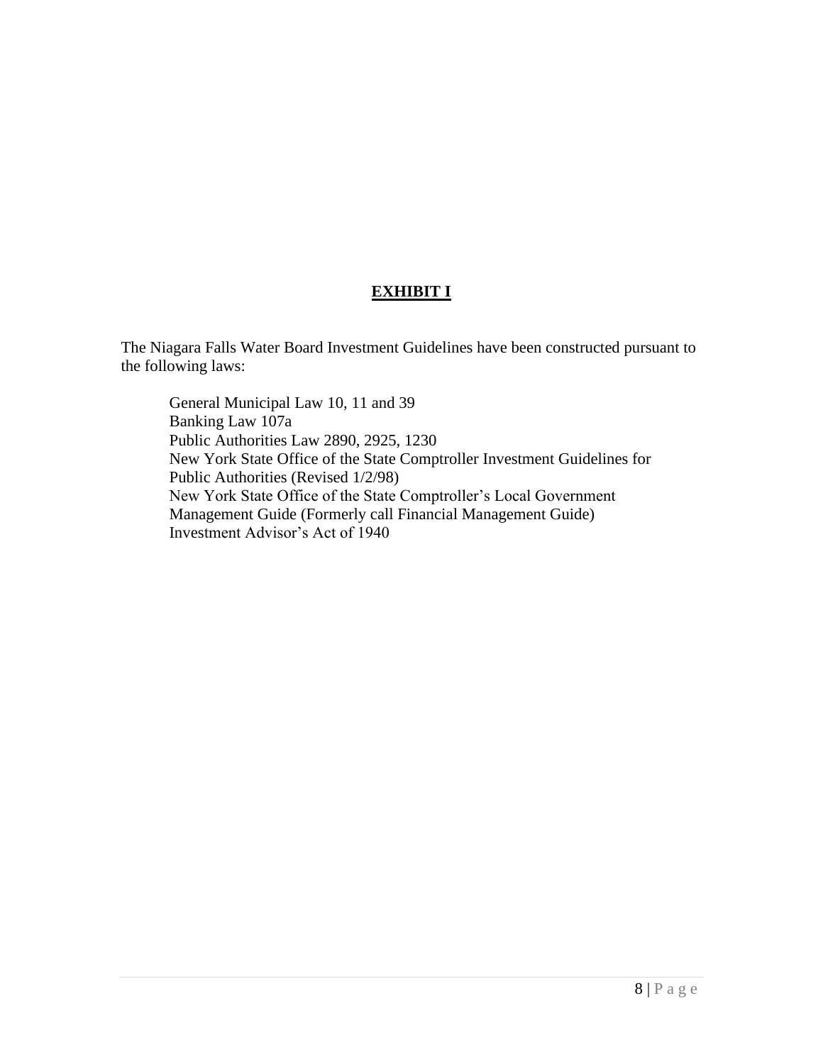## EXHIBIT I

The Niagara Falls Water Board Investment Guidelines have been constructed pursuant to the following laws:

General Municipal Law 10, 11 and 39
Banking Law 107a
Public Authorities Law 2890, 2925, 1230
New York State Office of the State Comptroller Investment Guidelines for Public Authorities (Revised 1/2/98)
New York State Office of the State Comptroller's Local Government Management Guide (Formerly call Financial Management Guide)
Investment Advisor's Act of 1940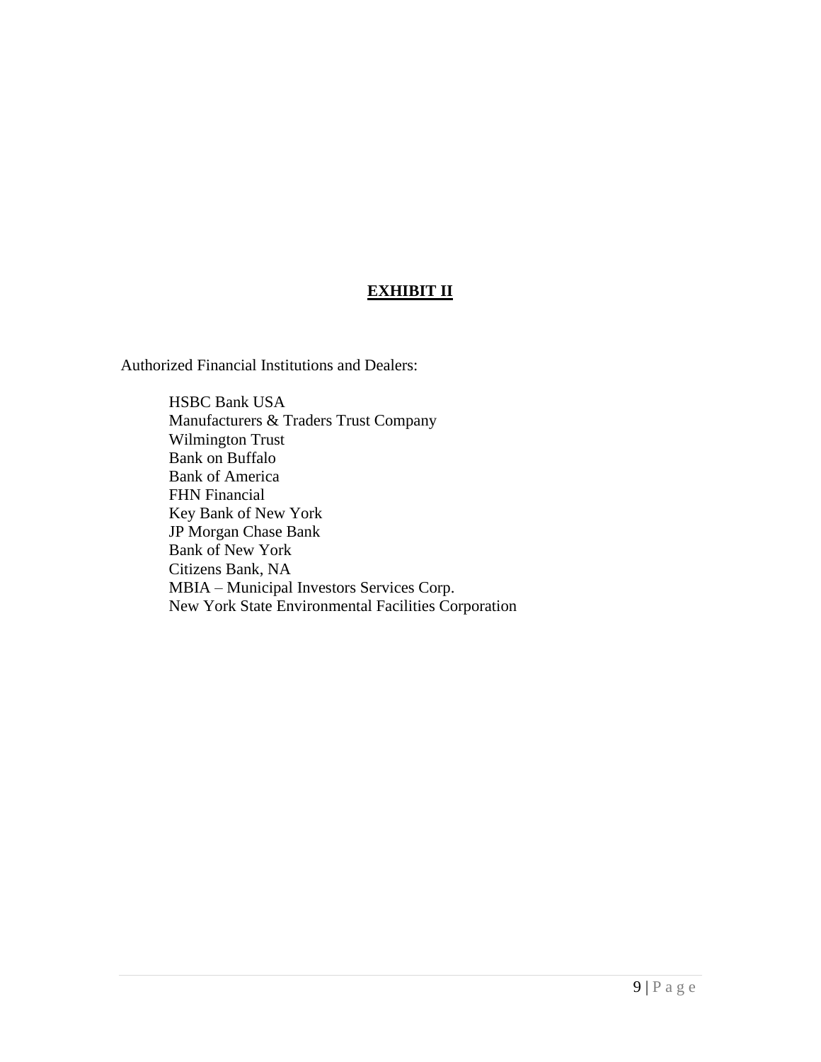## **EXHIBIT II**

Authorized Financial Institutions and Dealers:

HSBC Bank USA  
Manufacturers & Traders Trust Company  
Wilmington Trust  
Bank on Buffalo  
Bank of America  
FHN Financial  
Key Bank of New York  
JP Morgan Chase Bank  
Bank of New York  
Citizens Bank, NA  
MBIA – Municipal Investors Services Corp.  
New York State Environmental Facilities Corporation